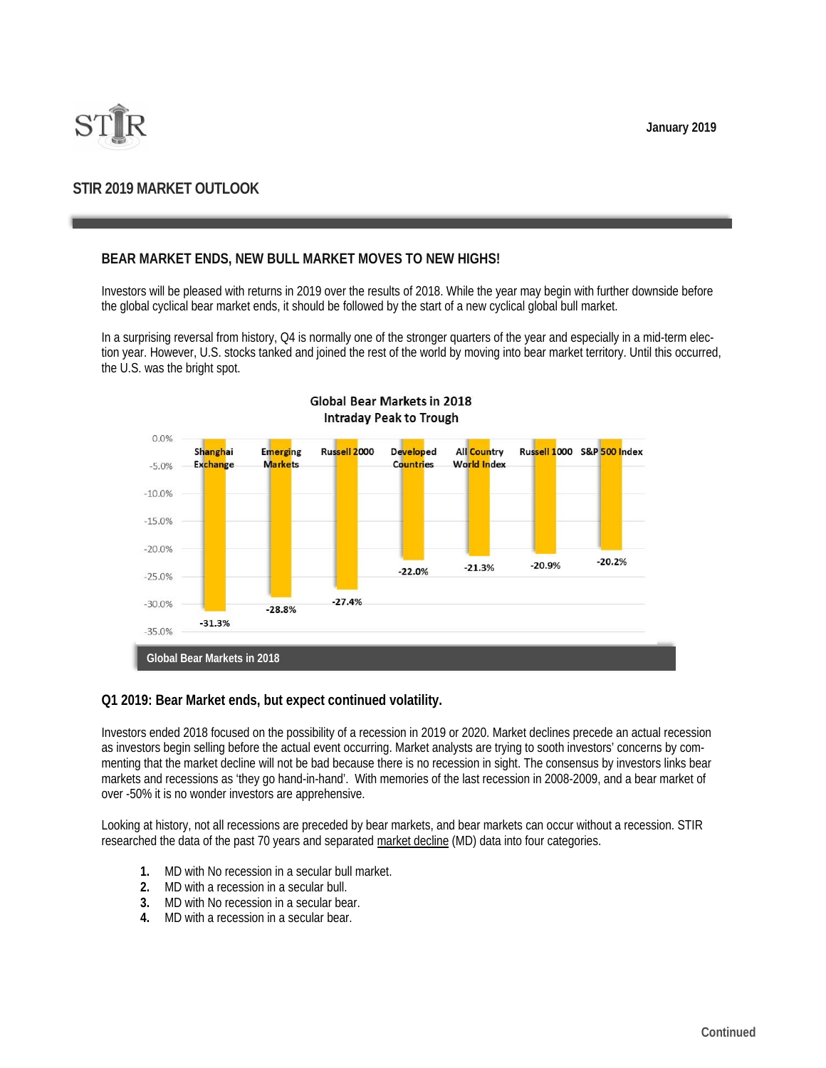January 2019

# STIR 2019 MARKET OUTLOOK

## BEAR MARKET ENDS, NEW BULL MARKET MOVES TO NEW HIGHS!

Investors will be pleased with returns in 2019 over the results of 2018. While the year may begin with further downside before the global cyclical bear market ends, it should be followed by the start of a new cyclical global bull market.

In a surprising reversal from history, Q4 is normally one of the stronger quarters of the year and especially in a mid-term election year. However, U.S. stocks tanked and joined the rest of the world by moving into bear market territory. Until this occurred, the U.S. was the bright spot.

**Global Bear Markets in 2018**
**Intraday Peak to Trough**

| Shanghai Exchange | Emerging Markets | Russell 2000 | Developed Countries | All Country World Index | Russell 1000 | S&P 500 Index |
|---|---|---|---|---|---|---|
| -31.3% | -28.8% | -27.4% | -22.0% | -21.3% | -20.9% | -20.2% |

**Global Bear Markets in 2018**

### Q1 2019: Bear Market ends, but expect continued volatility.

Investors ended 2018 focused on the possibility of a recession in 2019 or 2020. Market declines precede an actual recession as investors begin selling before the actual event occurring. Market analysts are trying to sooth investors' concerns by commenting that the market decline will not be bad because there is no recession in sight. The consensus by investors links bear markets and recessions as 'they go hand-in-hand'. With memories of the last recession in 2008-2009, and a bear market of over -50% it is no wonder investors are apprehensive.

Looking at history, not all recessions are preceded by bear markets, and bear markets can occur without a recession. STIR researched the data of the past 70 years and separated market decline (MD) data into four categories.

1. MD with No recession in a secular bull market.
2. MD with a recession in a secular bull.
3. MD with No recession in a secular bear.
4. MD with a recession in a secular bear.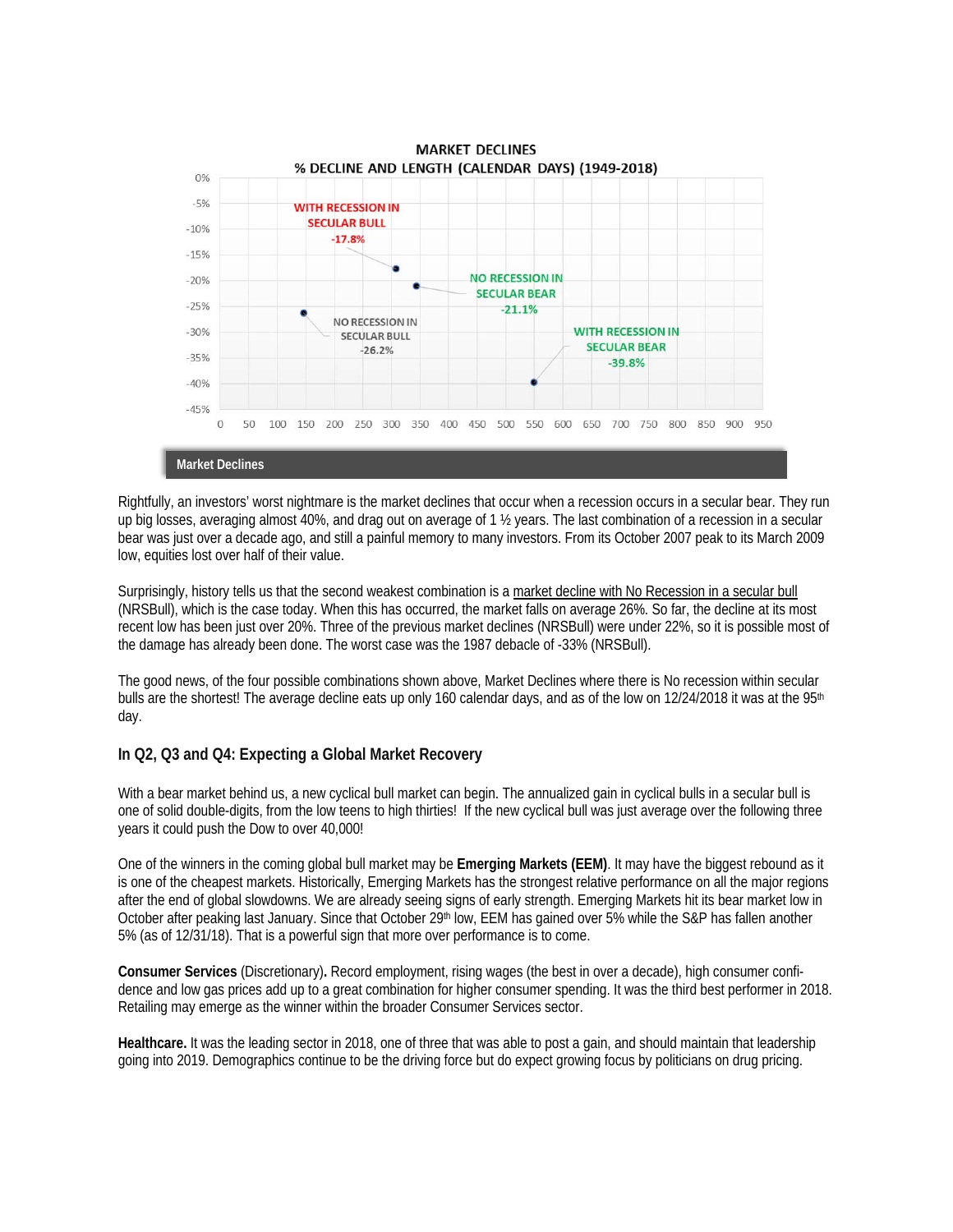**MARKET DECLINES**
**% DECLINE AND LENGTH (CALENDAR DAYS) (1949-2018)**

| Combination | % Decline |
| --- | --- |
| WITH RECESSION IN SECULAR BULL | -17.8% |
| NO RECESSION IN SECULAR BEAR | -21.1% |
| NO RECESSION IN SECULAR BULL | -26.2% |
| WITH RECESSION IN SECULAR BEAR | -39.8% |

**Market Declines**

Rightfully, an investors' worst nightmare is the market declines that occur when a recession occurs in a secular bear. They run up big losses, averaging almost 40%, and drag out on average of 1 ½ years. The last combination of a recession in a secular bear was just over a decade ago, and still a painful memory to many investors. From its October 2007 peak to its March 2009 low, equities lost over half of their value.

Surprisingly, history tells us that the second weakest combination is a market decline with No Recession in a secular bull (NRSBull), which is the case today. When this has occurred, the market falls on average 26%. So far, the decline at its most recent low has been just over 20%. Three of the previous market declines (NRSBull) were under 22%, so it is possible most of the damage has already been done. The worst case was the 1987 debacle of -33% (NRSBull).

The good news, of the four possible combinations shown above, Market Declines where there is No recession within secular bulls are the shortest! The average decline eats up only 160 calendar days, and as of the low on 12/24/2018 it was at the 95th day.

### In Q2, Q3 and Q4: Expecting a Global Market Recovery

With a bear market behind us, a new cyclical bull market can begin. The annualized gain in cyclical bulls in a secular bull is one of solid double-digits, from the low teens to high thirties! If the new cyclical bull was just average over the following three years it could push the Dow to over 40,000!

One of the winners in the coming global bull market may be **Emerging Markets (EEM)**. It may have the biggest rebound as it is one of the cheapest markets. Historically, Emerging Markets has the strongest relative performance on all the major regions after the end of global slowdowns. We are already seeing signs of early strength. Emerging Markets hit its bear market low in October after peaking last January. Since that October 29th low, EEM has gained over 5% while the S&P has fallen another 5% (as of 12/31/18). That is a powerful sign that more over performance is to come.

**Consumer Services** (Discretionary)**.** Record employment, rising wages (the best in over a decade), high consumer confidence and low gas prices add up to a great combination for higher consumer spending. It was the third best performer in 2018. Retailing may emerge as the winner within the broader Consumer Services sector.

**Healthcare.** It was the leading sector in 2018, one of three that was able to post a gain, and should maintain that leadership going into 2019. Demographics continue to be the driving force but do expect growing focus by politicians on drug pricing.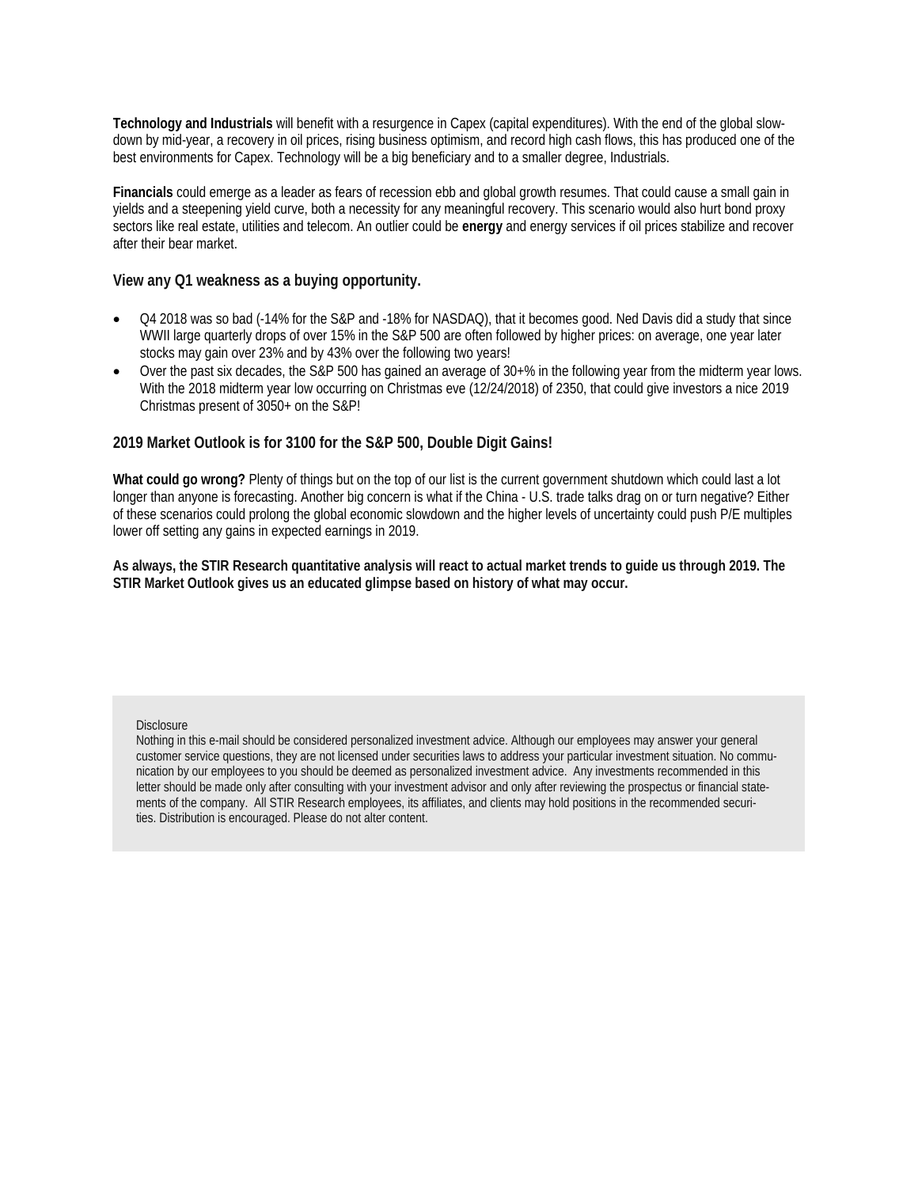**Technology and Industrials** will benefit with a resurgence in Capex (capital expenditures). With the end of the global slow-down by mid-year, a recovery in oil prices, rising business optimism, and record high cash flows, this has produced one of the best environments for Capex. Technology will be a big beneficiary and to a smaller degree, Industrials.

**Financials** could emerge as a leader as fears of recession ebb and global growth resumes. That could cause a small gain in yields and a steepening yield curve, both a necessity for any meaningful recovery. This scenario would also hurt bond proxy sectors like real estate, utilities and telecom. An outlier could be **energy** and energy services if oil prices stabilize and recover after their bear market.

### View any Q1 weakness as a buying opportunity.

- Q4 2018 was so bad (-14% for the S&P and -18% for NASDAQ), that it becomes good. Ned Davis did a study that since WWII large quarterly drops of over 15% in the S&P 500 are often followed by higher prices: on average, one year later stocks may gain over 23% and by 43% over the following two years!
- Over the past six decades, the S&P 500 has gained an average of 30+% in the following year from the midterm year lows. With the 2018 midterm year low occurring on Christmas eve (12/24/2018) of 2350, that could give investors a nice 2019 Christmas present of 3050+ on the S&P!

### 2019 Market Outlook is for 3100 for the S&P 500, Double Digit Gains!

**What could go wrong?** Plenty of things but on the top of our list is the current government shutdown which could last a lot longer than anyone is forecasting. Another big concern is what if the China - U.S. trade talks drag on or turn negative? Either of these scenarios could prolong the global economic slowdown and the higher levels of uncertainty could push P/E multiples lower off setting any gains in expected earnings in 2019.

**As always, the STIR Research quantitative analysis will react to actual market trends to guide us through 2019. The STIR Market Outlook gives us an educated glimpse based on history of what may occur.**

Disclosure

Nothing in this e-mail should be considered personalized investment advice. Although our employees may answer your general customer service questions, they are not licensed under securities laws to address your particular investment situation. No communication by our employees to you should be deemed as personalized investment advice. Any investments recommended in this letter should be made only after consulting with your investment advisor and only after reviewing the prospectus or financial statements of the company. All STIR Research employees, its affiliates, and clients may hold positions in the recommended securities. Distribution is encouraged. Please do not alter content.